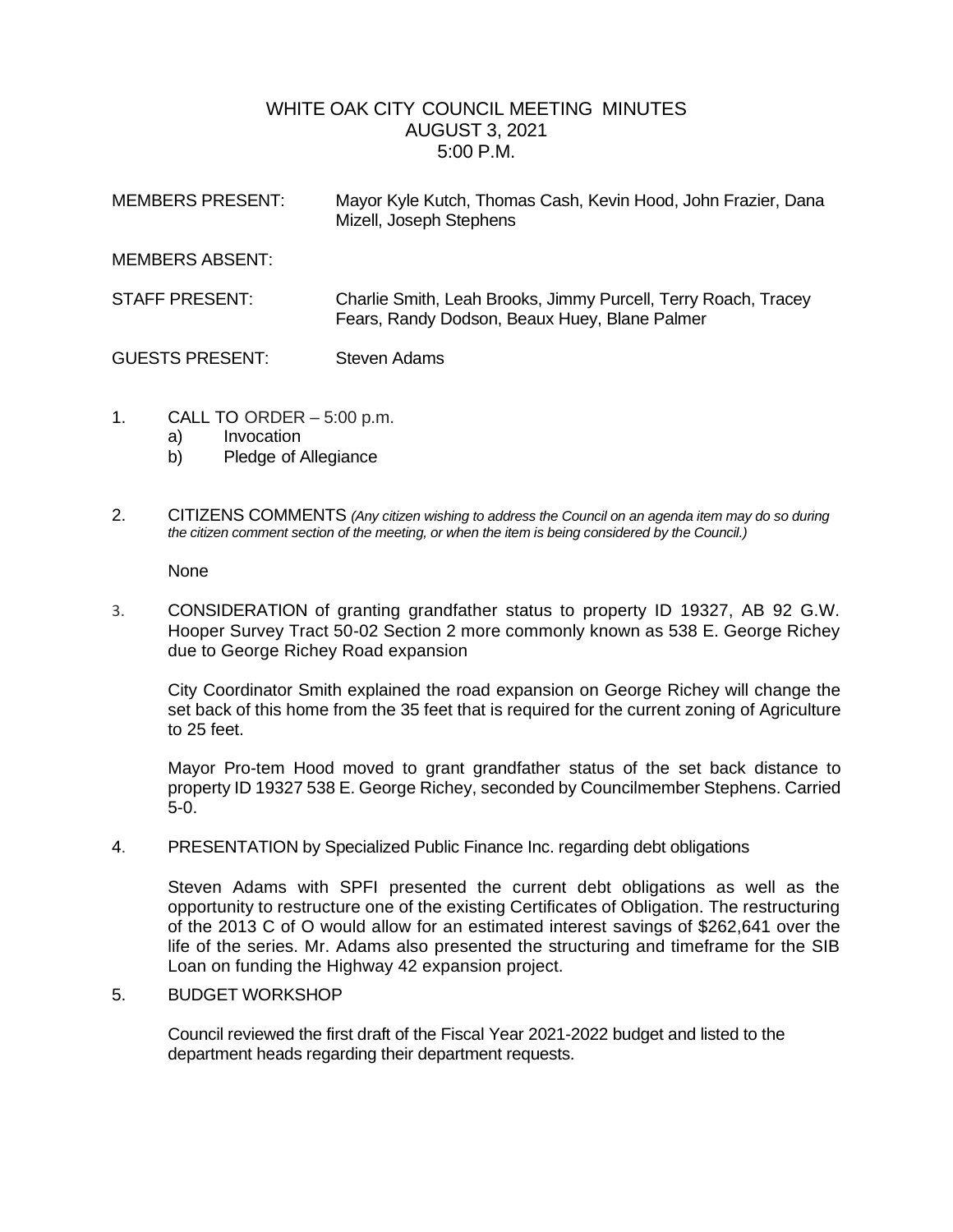# WHITE OAK CITY COUNCIL MEETING MINUTES
## AUGUST 3, 2021
## 5:00 P.M.

MEMBERS PRESENT: Mayor Kyle Kutch, Thomas Cash, Kevin Hood, John Frazier, Dana Mizell, Joseph Stephens

MEMBERS ABSENT:

STAFF PRESENT: Charlie Smith, Leah Brooks, Jimmy Purcell, Terry Roach, Tracey Fears, Randy Dodson, Beaux Huey, Blane Palmer

GUESTS PRESENT: Steven Adams

1. CALL TO ORDER – 5:00 p.m.
   a) Invocation
   b) Pledge of Allegiance

2. CITIZENS COMMENTS *(Any citizen wishing to address the Council on an agenda item may do so during the citizen comment section of the meeting, or when the item is being considered by the Council.)*

   None

3. CONSIDERATION of granting grandfather status to property ID 19327, AB 92 G.W. Hooper Survey Tract 50-02 Section 2 more commonly known as 538 E. George Richey due to George Richey Road expansion

   City Coordinator Smith explained the road expansion on George Richey will change the set back of this home from the 35 feet that is required for the current zoning of Agriculture to 25 feet.

   Mayor Pro-tem Hood moved to grant grandfather status of the set back distance to property ID 19327 538 E. George Richey, seconded by Councilmember Stephens. Carried 5-0.

4. PRESENTATION by Specialized Public Finance Inc. regarding debt obligations

   Steven Adams with SPFI presented the current debt obligations as well as the opportunity to restructure one of the existing Certificates of Obligation. The restructuring of the 2013 C of O would allow for an estimated interest savings of $262,641 over the life of the series. Mr. Adams also presented the structuring and timeframe for the SIB Loan on funding the Highway 42 expansion project.

5. BUDGET WORKSHOP

   Council reviewed the first draft of the Fiscal Year 2021-2022 budget and listed to the department heads regarding their department requests.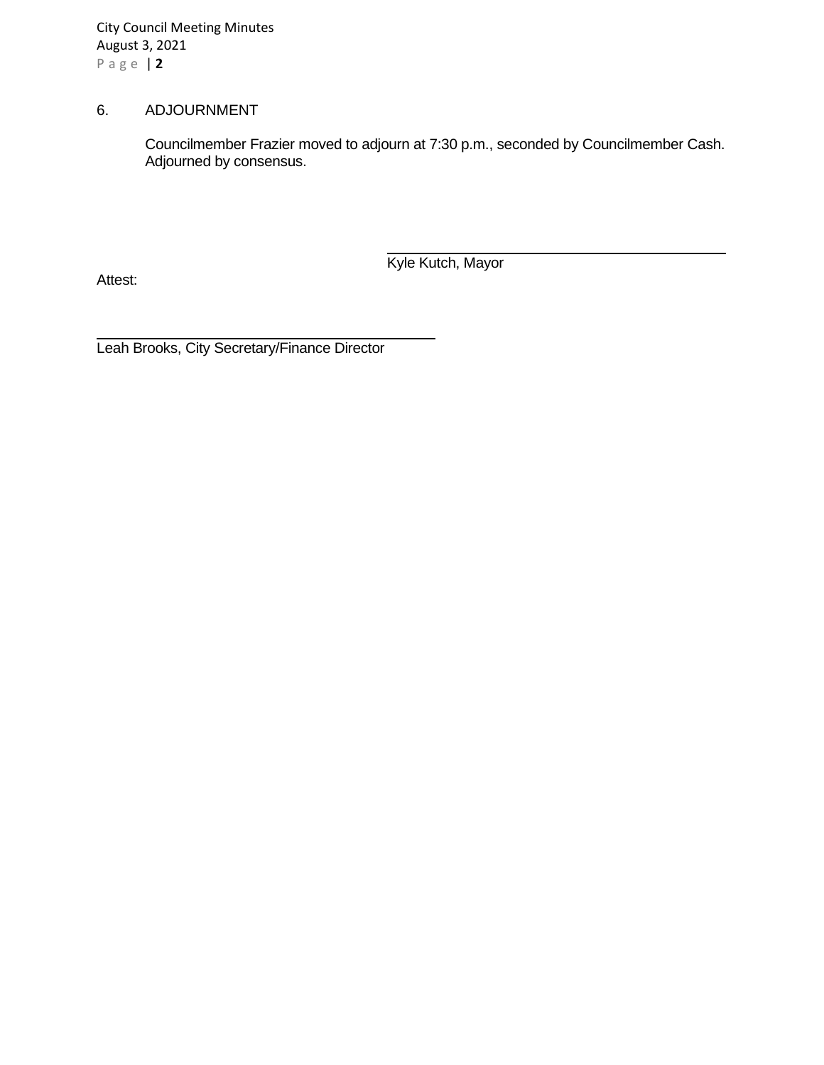## 6. ADJOURNMENT

Councilmember Frazier moved to adjourn at 7:30 p.m., seconded by Councilmember Cash. Adjourned by consensus.

\_\_\_\_\_\_\_\_\_\_\_\_\_\_\_\_\_\_\_\_\_\_\_\_\_\_\_\_\_\_\_\_\_\_\_\_\_\_

Kyle Kutch, Mayor

Attest:

\_\_\_\_\_\_\_\_\_\_\_\_\_\_\_\_\_\_\_\_\_\_\_\_\_\_\_\_\_\_\_\_\_\_\_\_\_\_

Leah Brooks, City Secretary/Finance Director